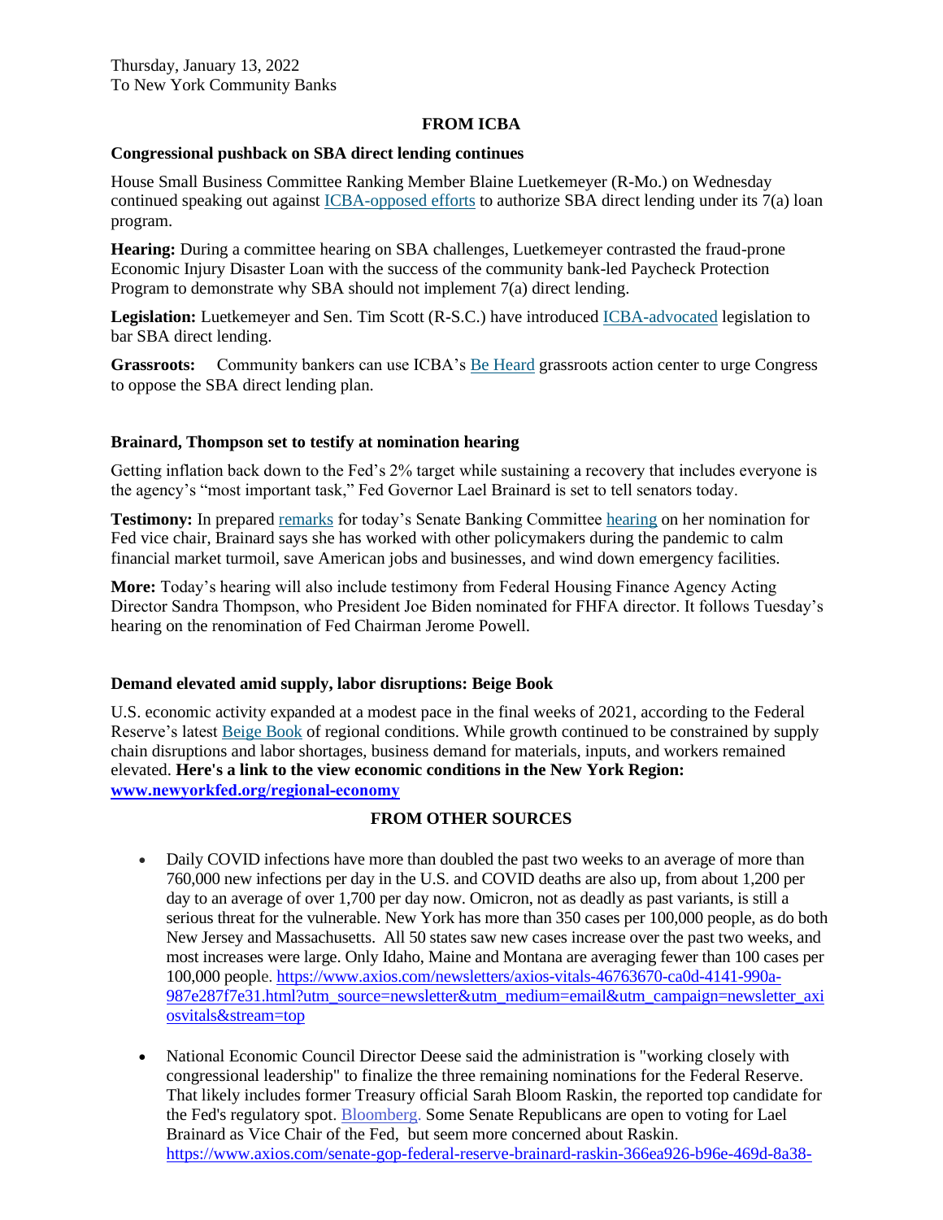Thursday, January 13, 2022
To New York Community Banks

## FROM ICBA

### Congressional pushback on SBA direct lending continues

House Small Business Committee Ranking Member Blaine Luetkemeyer (R-Mo.) on Wednesday continued speaking out against ICBA-opposed efforts to authorize SBA direct lending under its 7(a) loan program.

**Hearing:** During a committee hearing on SBA challenges, Luetkemeyer contrasted the fraud-prone Economic Injury Disaster Loan with the success of the community bank-led Paycheck Protection Program to demonstrate why SBA should not implement 7(a) direct lending.

**Legislation:** Luetkemeyer and Sen. Tim Scott (R-S.C.) have introduced ICBA-advocated legislation to bar SBA direct lending.

**Grassroots:** Community bankers can use ICBA's Be Heard grassroots action center to urge Congress to oppose the SBA direct lending plan.

### Brainard, Thompson set to testify at nomination hearing

Getting inflation back down to the Fed's 2% target while sustaining a recovery that includes everyone is the agency's "most important task," Fed Governor Lael Brainard is set to tell senators today.

**Testimony:** In prepared remarks for today's Senate Banking Committee hearing on her nomination for Fed vice chair, Brainard says she has worked with other policymakers during the pandemic to calm financial market turmoil, save American jobs and businesses, and wind down emergency facilities.

**More:** Today's hearing will also include testimony from Federal Housing Finance Agency Acting Director Sandra Thompson, who President Joe Biden nominated for FHFA director. It follows Tuesday's hearing on the renomination of Fed Chairman Jerome Powell.

### Demand elevated amid supply, labor disruptions: Beige Book

U.S. economic activity expanded at a modest pace in the final weeks of 2021, according to the Federal Reserve's latest Beige Book of regional conditions. While growth continued to be constrained by supply chain disruptions and labor shortages, business demand for materials, inputs, and workers remained elevated. **Here's a link to the view economic conditions in the New York Region: www.newyorkfed.org/regional-economy**

## FROM OTHER SOURCES

- Daily COVID infections have more than doubled the past two weeks to an average of more than 760,000 new infections per day in the U.S. and COVID deaths are also up, from about 1,200 per day to an average of over 1,700 per day now. Omicron, not as deadly as past variants, is still a serious threat for the vulnerable. New York has more than 350 cases per 100,000 people, as do both New Jersey and Massachusetts. All 50 states saw new cases increase over the past two weeks, and most increases were large. Only Idaho, Maine and Montana are averaging fewer than 100 cases per 100,000 people. https://www.axios.com/newsletters/axios-vitals-46763670-ca0d-4141-990a-987e287f7e31.html?utm_source=newsletter&utm_medium=email&utm_campaign=newsletter_axiosvitals&stream=top

- National Economic Council Director Deese said the administration is "working closely with congressional leadership" to finalize the three remaining nominations for the Federal Reserve. That likely includes former Treasury official Sarah Bloom Raskin, the reported top candidate for the Fed's regulatory spot. Bloomberg. Some Senate Republicans are open to voting for Lael Brainard as Vice Chair of the Fed, but seem more concerned about Raskin. https://www.axios.com/senate-gop-federal-reserve-brainard-raskin-366ea926-b96e-469d-8a38-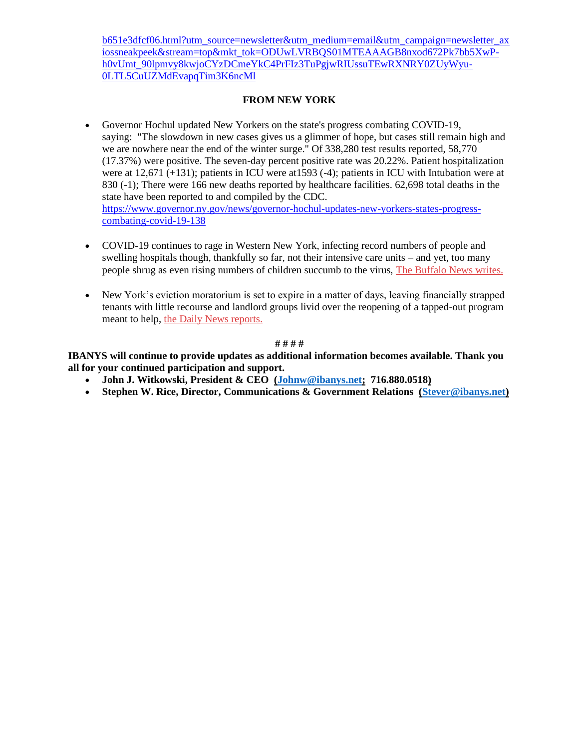b651e3dfcf06.html?utm_source=newsletter&utm_medium=email&utm_campaign=newsletter_axiossneakpeek&stream=top&mkt_tok=ODUwLVRBQS01MTEAAAGB8nxod672Pk7bb5XwP-h0vUmt_90lpmvy8kwjoCYzDCmeYkC4PrFIz3TuPgjwRIUssuTEwRXNRY0ZUyWyu-0LTL5CuUZMdEvapqTim3K6ncMl

**FROM NEW YORK**

- Governor Hochul updated New Yorkers on the state's progress combating COVID-19, saying: "The slowdown in new cases gives us a glimmer of hope, but cases still remain high and we are nowhere near the end of the winter surge." Of 338,280 test results reported, 58,770 (17.37%) were positive. The seven-day percent positive rate was 20.22%. Patient hospitalization were at 12,671 (+131); patients in ICU were at1593 (-4); patients in ICU with Intubation were at 830 (-1); There were 166 new deaths reported by healthcare facilities. 62,698 total deaths in the state have been reported to and compiled by the CDC. https://www.governor.ny.gov/news/governor-hochul-updates-new-yorkers-states-progress-combating-covid-19-138

- COVID-19 continues to rage in Western New York, infecting record numbers of people and swelling hospitals though, thankfully so far, not their intensive care units – and yet, too many people shrug as even rising numbers of children succumb to the virus, The Buffalo News writes.

- New York's eviction moratorium is set to expire in a matter of days, leaving financially strapped tenants with little recourse and landlord groups livid over the reopening of a tapped-out program meant to help, the Daily News reports.

# # # #

**IBANYS will continue to provide updates as additional information becomes available. Thank you all for your continued participation and support.**

- **John J. Witkowski, President & CEO (Johnw@ibanys.net; 716.880.0518)**
- **Stephen W. Rice, Director, Communications & Government Relations (Stever@ibanys.net)**